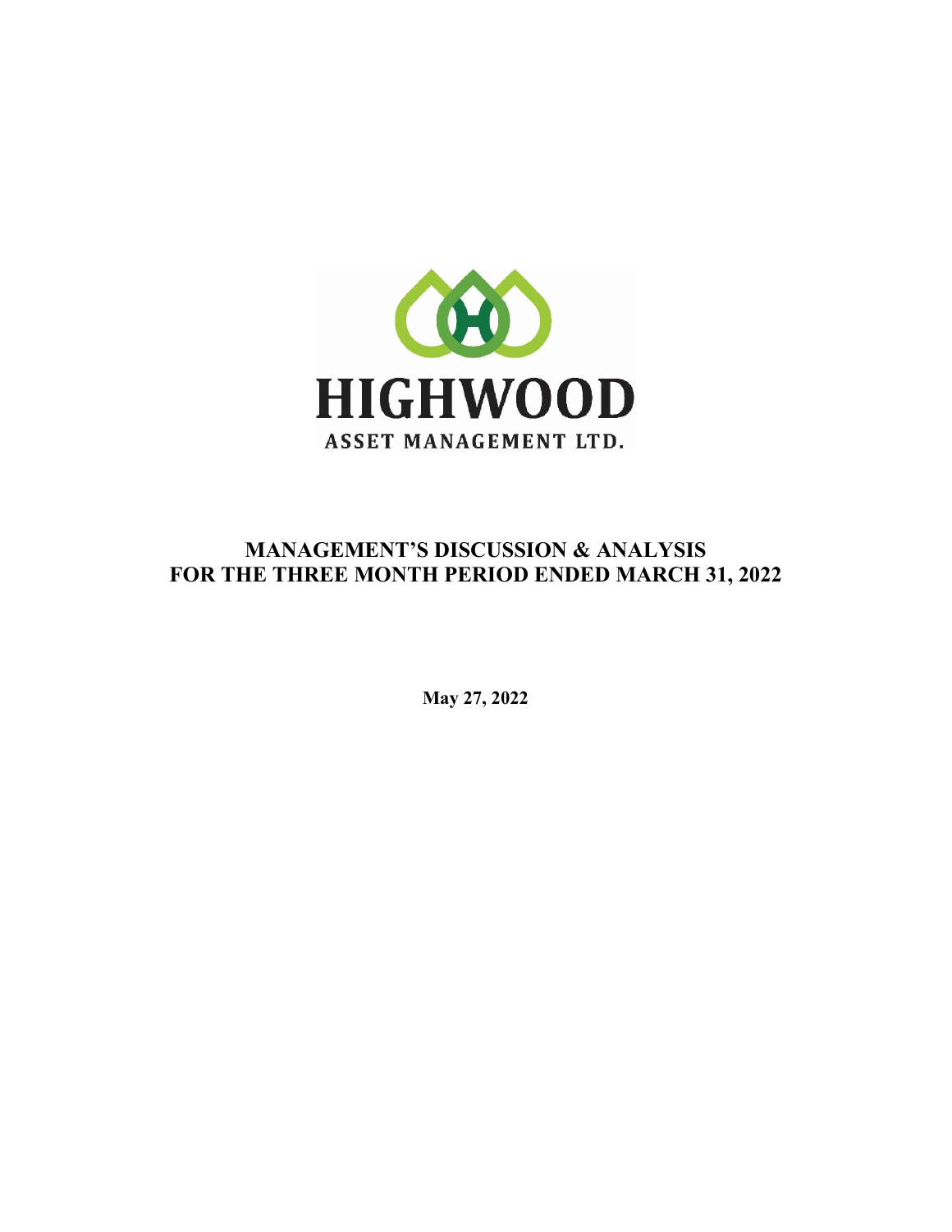HIGHWOOD

ASSET MANAGEMENT LTD.

# MANAGEMENT'S DISCUSSION & ANALYSIS FOR THE THREE MONTH PERIOD ENDED MARCH 31, 2022

**May 27, 2022**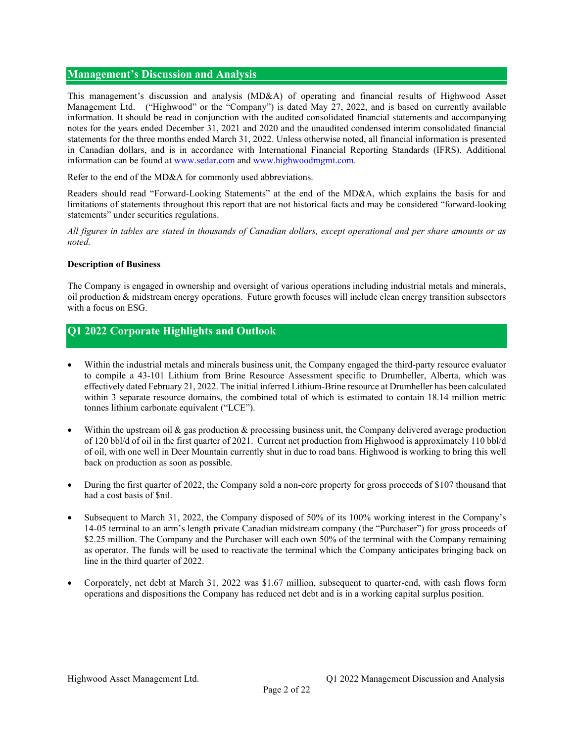## Management's Discussion and Analysis

This management's discussion and analysis (MD&A) of operating and financial results of Highwood Asset Management Ltd. ("Highwood" or the "Company") is dated May 27, 2022, and is based on currently available information. It should be read in conjunction with the audited consolidated financial statements and accompanying notes for the years ended December 31, 2021 and 2020 and the unaudited condensed interim consolidated financial statements for the three months ended March 31, 2022. Unless otherwise noted, all financial information is presented in Canadian dollars, and is in accordance with International Financial Reporting Standards (IFRS). Additional information can be found at www.sedar.com and www.highwoodmgmt.com.

Refer to the end of the MD&A for commonly used abbreviations.

Readers should read "Forward-Looking Statements" at the end of the MD&A, which explains the basis for and limitations of statements throughout this report that are not historical facts and may be considered "forward-looking statements" under securities regulations.

*All figures in tables are stated in thousands of Canadian dollars, except operational and per share amounts or as noted.*

**Description of Business**

The Company is engaged in ownership and oversight of various operations including industrial metals and minerals, oil production & midstream energy operations. Future growth focuses will include clean energy transition subsectors with a focus on ESG.

## Q1 2022 Corporate Highlights and Outlook

- Within the industrial metals and minerals business unit, the Company engaged the third-party resource evaluator to compile a 43-101 Lithium from Brine Resource Assessment specific to Drumheller, Alberta, which was effectively dated February 21, 2022. The initial inferred Lithium-Brine resource at Drumheller has been calculated within 3 separate resource domains, the combined total of which is estimated to contain 18.14 million metric tonnes lithium carbonate equivalent ("LCE").
- Within the upstream oil & gas production & processing business unit, the Company delivered average production of 120 bbl/d of oil in the first quarter of 2021. Current net production from Highwood is approximately 110 bbl/d of oil, with one well in Deer Mountain currently shut in due to road bans. Highwood is working to bring this well back on production as soon as possible.
- During the first quarter of 2022, the Company sold a non-core property for gross proceeds of $107 thousand that had a cost basis of $nil.
- Subsequent to March 31, 2022, the Company disposed of 50% of its 100% working interest in the Company's 14-05 terminal to an arm's length private Canadian midstream company (the "Purchaser") for gross proceeds of $2.25 million. The Company and the Purchaser will each own 50% of the terminal with the Company remaining as operator. The funds will be used to reactivate the terminal which the Company anticipates bringing back on line in the third quarter of 2022.
- Corporately, net debt at March 31, 2022 was $1.67 million, subsequent to quarter-end, with cash flows form operations and dispositions the Company has reduced net debt and is in a working capital surplus position.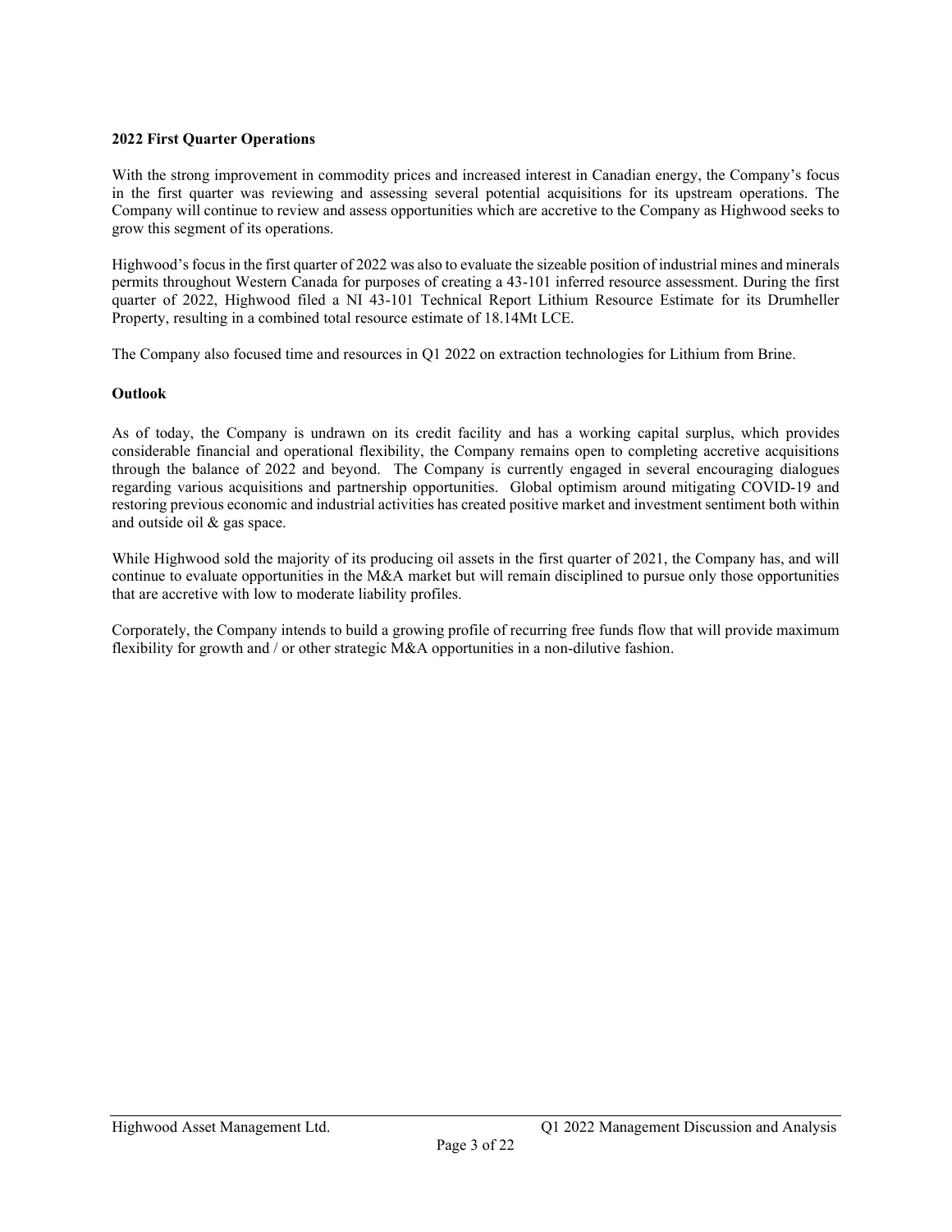**2022 First Quarter Operations**

With the strong improvement in commodity prices and increased interest in Canadian energy, the Company's focus in the first quarter was reviewing and assessing several potential acquisitions for its upstream operations. The Company will continue to review and assess opportunities which are accretive to the Company as Highwood seeks to grow this segment of its operations.

Highwood's focus in the first quarter of 2022 was also to evaluate the sizeable position of industrial mines and minerals permits throughout Western Canada for purposes of creating a 43-101 inferred resource assessment. During the first quarter of 2022, Highwood filed a NI 43-101 Technical Report Lithium Resource Estimate for its Drumheller Property, resulting in a combined total resource estimate of 18.14Mt LCE.

The Company also focused time and resources in Q1 2022 on extraction technologies for Lithium from Brine.

**Outlook**

As of today, the Company is undrawn on its credit facility and has a working capital surplus, which provides considerable financial and operational flexibility, the Company remains open to completing accretive acquisitions through the balance of 2022 and beyond. The Company is currently engaged in several encouraging dialogues regarding various acquisitions and partnership opportunities. Global optimism around mitigating COVID-19 and restoring previous economic and industrial activities has created positive market and investment sentiment both within and outside oil & gas space.

While Highwood sold the majority of its producing oil assets in the first quarter of 2021, the Company has, and will continue to evaluate opportunities in the M&A market but will remain disciplined to pursue only those opportunities that are accretive with low to moderate liability profiles.

Corporately, the Company intends to build a growing profile of recurring free funds flow that will provide maximum flexibility for growth and / or other strategic M&A opportunities in a non-dilutive fashion.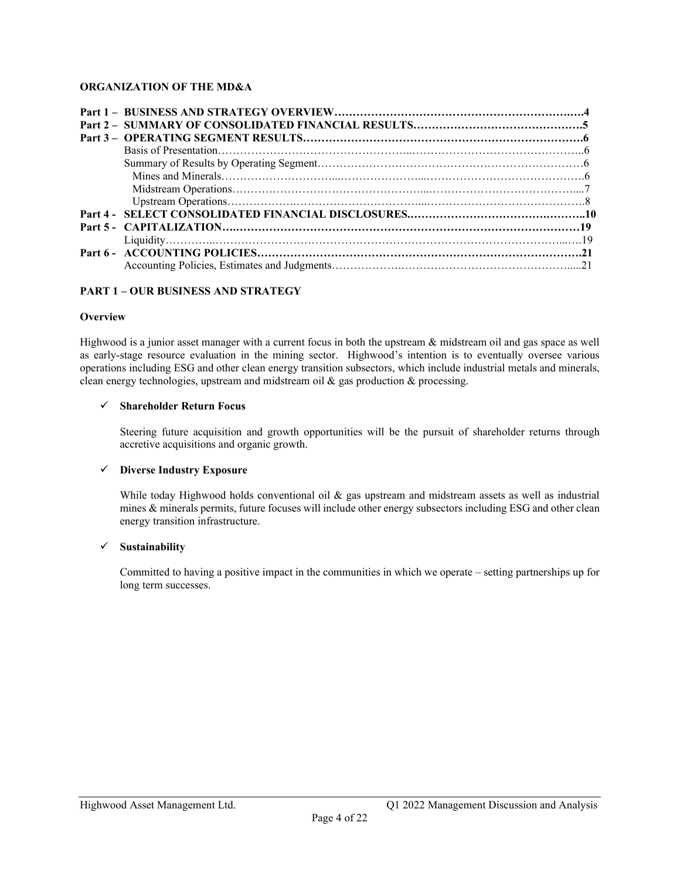**ORGANIZATION OF THE MD&A**

| | | |
|---|---|---|
| **Part 1 –** | **BUSINESS AND STRATEGY OVERVIEW** | **4** |
| **Part 2 –** | **SUMMARY OF CONSOLIDATED FINANCIAL RESULTS** | **5** |
| **Part 3 –** | **OPERATING SEGMENT RESULTS** | **6** |
| | Basis of Presentation | 6 |
| | Summary of Results by Operating Segment | 6 |
| | Mines and Minerals | 6 |
| | Midstream Operations | 7 |
| | Upstream Operations | 8 |
| **Part 4 -** | **SELECT CONSOLIDATED FINANCIAL DISCLOSURES** | **10** |
| **Part 5 -** | **CAPITALIZATION** | **19** |
| | Liquidity | 19 |
| **Part 6 -** | **ACCOUNTING POLICIES** | **21** |
| | Accounting Policies, Estimates and Judgments | 21 |

## PART 1 – OUR BUSINESS AND STRATEGY

### Overview

Highwood is a junior asset manager with a current focus in both the upstream & midstream oil and gas space as well as early-stage resource evaluation in the mining sector. Highwood's intention is to eventually oversee various operations including ESG and other clean energy transition subsectors, which include industrial metals and minerals, clean energy technologies, upstream and midstream oil & gas production & processing.

- ✓ **Shareholder Return Focus**

  Steering future acquisition and growth opportunities will be the pursuit of shareholder returns through accretive acquisitions and organic growth.

- ✓ **Diverse Industry Exposure**

  While today Highwood holds conventional oil & gas upstream and midstream assets as well as industrial mines & minerals permits, future focuses will include other energy subsectors including ESG and other clean energy transition infrastructure.

- ✓ **Sustainability**

  Committed to having a positive impact in the communities in which we operate – setting partnerships up for long term successes.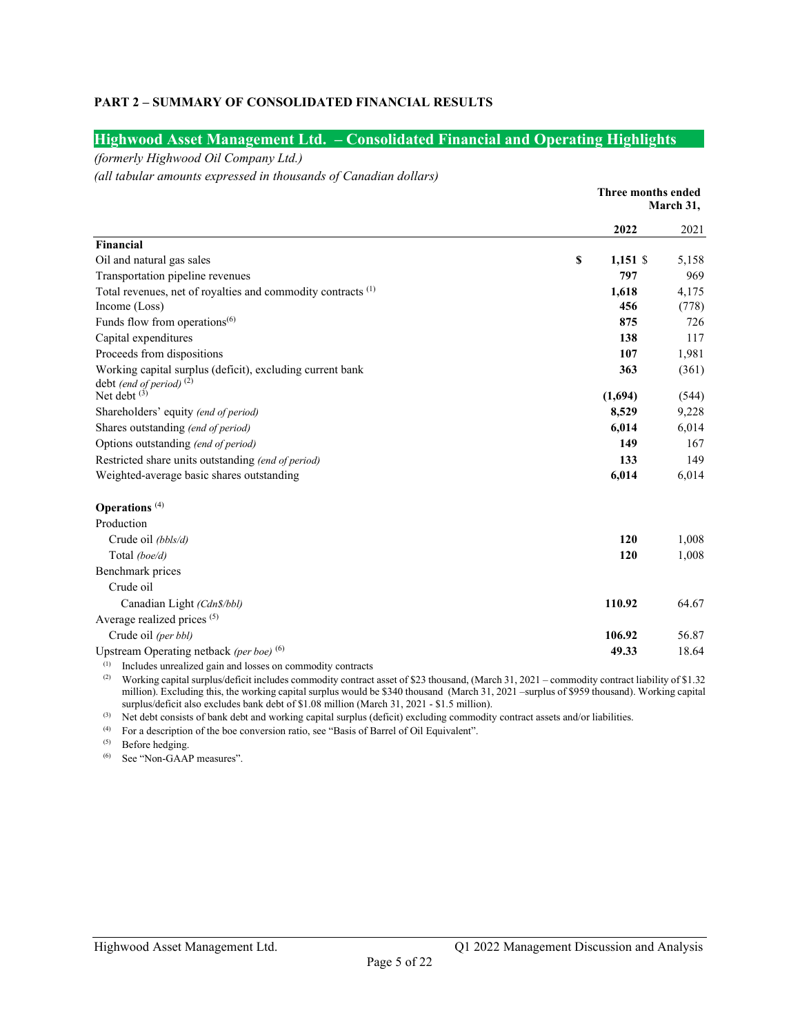**PART 2 – SUMMARY OF CONSOLIDATED FINANCIAL RESULTS**

## Highwood Asset Management Ltd. – Consolidated Financial and Operating Highlights

*(formerly Highwood Oil Company Ltd.)*

*(all tabular amounts expressed in thousands of Canadian dollars)*

| | Three months ended March 31, | |
|---|---|---|
| | **2022** | 2021 |
| **Financial** | | |
| Oil and natural gas sales | **$ 1,151** | $ 5,158 |
| Transportation pipeline revenues | **797** | 969 |
| Total revenues, net of royalties and commodity contracts [(1)] | **1,618** | 4,175 |
| Income (Loss) | **456** | (778) |
| Funds flow from operations[(6)] | **875** | 726 |
| Capital expenditures | **138** | 117 |
| Proceeds from dispositions | **107** | 1,981 |
| Working capital surplus (deficit), excluding current bank debt *(end of period)* [(2)] | **363** | (361) |
| Net debt [(3)] | **(1,694)** | (544) |
| Shareholders' equity *(end of period)* | **8,529** | 9,228 |
| Shares outstanding *(end of period)* | **6,014** | 6,014 |
| Options outstanding *(end of period)* | **149** | 167 |
| Restricted share units outstanding *(end of period)* | **133** | 149 |
| Weighted-average basic shares outstanding | **6,014** | 6,014 |
| | | |
| **Operations** [(4)] | | |
| Production | | |
| Crude oil *(bbls/d)* | **120** | 1,008 |
| Total *(boe/d)* | **120** | 1,008 |
| Benchmark prices | | |
| Crude oil | | |
| Canadian Light *(Cdn$/bbl)* | **110.92** | 64.67 |
| Average realized prices [(5)] | | |
| Crude oil *(per bbl)* | **106.92** | 56.87 |
| Upstream Operating netback *(per boe)* [(6)] | **49.33** | 18.64 |

(1) Includes unrealized gain and losses on commodity contracts

(2) Working capital surplus/deficit includes commodity contract asset of $23 thousand, (March 31, 2021 – commodity contract liability of $1.32 million). Excluding this, the working capital surplus would be $340 thousand (March 31, 2021 –surplus of $959 thousand). Working capital surplus/deficit also excludes bank debt of $1.08 million (March 31, 2021 - $1.5 million).

(3) Net debt consists of bank debt and working capital surplus (deficit) excluding commodity contract assets and/or liabilities.

(4) For a description of the boe conversion ratio, see "Basis of Barrel of Oil Equivalent".

(5) Before hedging.

(6) See "Non-GAAP measures".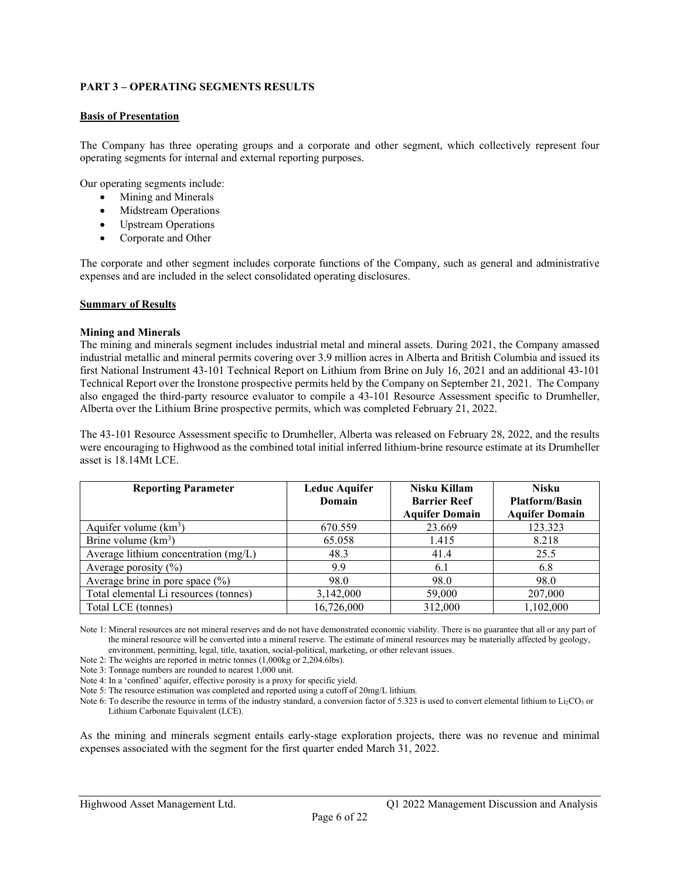## PART 3 – OPERATING SEGMENTS RESULTS

### Basis of Presentation

The Company has three operating groups and a corporate and other segment, which collectively represent four operating segments for internal and external reporting purposes.

Our operating segments include:

- Mining and Minerals
- Midstream Operations
- Upstream Operations
- Corporate and Other

The corporate and other segment includes corporate functions of the Company, such as general and administrative expenses and are included in the select consolidated operating disclosures.

### Summary of Results

**Mining and Minerals**

The mining and minerals segment includes industrial metal and mineral assets. During 2021, the Company amassed industrial metallic and mineral permits covering over 3.9 million acres in Alberta and British Columbia and issued its first National Instrument 43-101 Technical Report on Lithium from Brine on July 16, 2021 and an additional 43-101 Technical Report over the Ironstone prospective permits held by the Company on September 21, 2021. The Company also engaged the third-party resource evaluator to compile a 43-101 Resource Assessment specific to Drumheller, Alberta over the Lithium Brine prospective permits, which was completed February 21, 2022.

The 43-101 Resource Assessment specific to Drumheller, Alberta was released on February 28, 2022, and the results were encouraging to Highwood as the combined total initial inferred lithium-brine resource estimate at its Drumheller asset is 18.14Mt LCE.

| Reporting Parameter | Leduc Aquifer Domain | Nisku Killam Barrier Reef Aquifer Domain | Nisku Platform/Basin Aquifer Domain |
|---|---|---|---|
| Aquifer volume ($km^3$) | 670.559 | 23.669 | 123.323 |
| Brine volume ($km^3$) | 65.058 | 1.415 | 8.218 |
| Average lithium concentration (mg/L) | 48.3 | 41.4 | 25.5 |
| Average porosity (%) | 9.9 | 6.1 | 6.8 |
| Average brine in pore space (%) | 98.0 | 98.0 | 98.0 |
| Total elemental Li resources (tonnes) | 3,142,000 | 59,000 | 207,000 |
| Total LCE (tonnes) | 16,726,000 | 312,000 | 1,102,000 |

Note 1: Mineral resources are not mineral reserves and do not have demonstrated economic viability. There is no guarantee that all or any part of the mineral resource will be converted into a mineral reserve. The estimate of mineral resources may be materially affected by geology, environment, permitting, legal, title, taxation, social-political, marketing, or other relevant issues.

Note 2: The weights are reported in metric tonnes (1,000kg or 2,204.6lbs).

Note 3: Tonnage numbers are rounded to nearest 1,000 unit.

Note 4: In a 'confined' aquifer, effective porosity is a proxy for specific yield.

Note 5: The resource estimation was completed and reported using a cutoff of 20mg/L lithium.

Note 6: To describe the resource in terms of the industry standard, a conversion factor of 5.323 is used to convert elemental lithium to $Li_2CO_3$ or Lithium Carbonate Equivalent (LCE).

As the mining and minerals segment entails early-stage exploration projects, there was no revenue and minimal expenses associated with the segment for the first quarter ended March 31, 2022.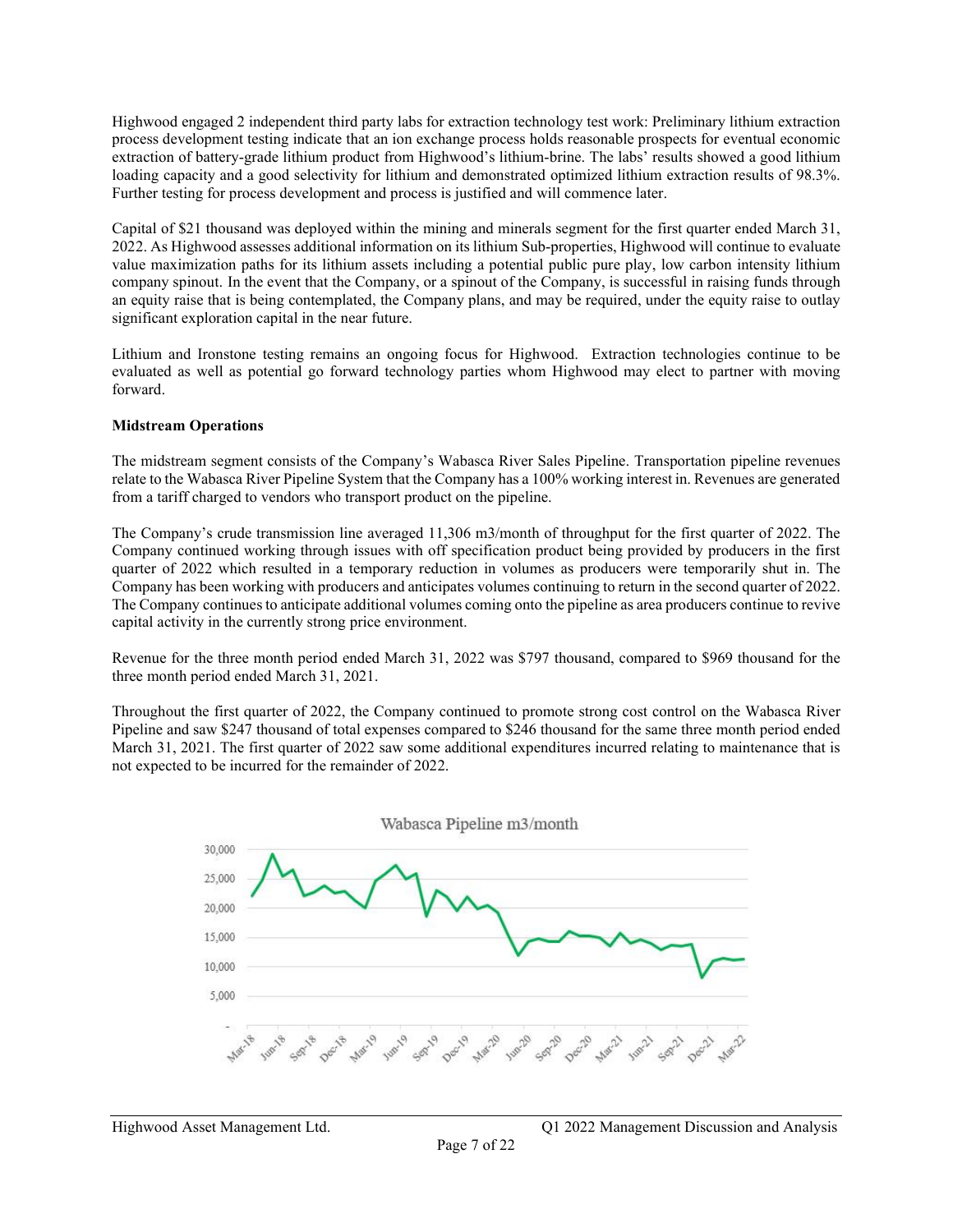Highwood engaged 2 independent third party labs for extraction technology test work: Preliminary lithium extraction process development testing indicate that an ion exchange process holds reasonable prospects for eventual economic extraction of battery-grade lithium product from Highwood's lithium-brine. The labs' results showed a good lithium loading capacity and a good selectivity for lithium and demonstrated optimized lithium extraction results of 98.3%. Further testing for process development and process is justified and will commence later.

Capital of $21 thousand was deployed within the mining and minerals segment for the first quarter ended March 31, 2022. As Highwood assesses additional information on its lithium Sub-properties, Highwood will continue to evaluate value maximization paths for its lithium assets including a potential public pure play, low carbon intensity lithium company spinout. In the event that the Company, or a spinout of the Company, is successful in raising funds through an equity raise that is being contemplated, the Company plans, and may be required, under the equity raise to outlay significant exploration capital in the near future.

Lithium and Ironstone testing remains an ongoing focus for Highwood. Extraction technologies continue to be evaluated as well as potential go forward technology parties whom Highwood may elect to partner with moving forward.

**Midstream Operations**

The midstream segment consists of the Company's Wabasca River Sales Pipeline. Transportation pipeline revenues relate to the Wabasca River Pipeline System that the Company has a 100% working interest in. Revenues are generated from a tariff charged to vendors who transport product on the pipeline.

The Company's crude transmission line averaged 11,306 m3/month of throughput for the first quarter of 2022. The Company continued working through issues with off specification product being provided by producers in the first quarter of 2022 which resulted in a temporary reduction in volumes as producers were temporarily shut in. The Company has been working with producers and anticipates volumes continuing to return in the second quarter of 2022. The Company continues to anticipate additional volumes coming onto the pipeline as area producers continue to revive capital activity in the currently strong price environment.

Revenue for the three month period ended March 31, 2022 was $797 thousand, compared to $969 thousand for the three month period ended March 31, 2021.

Throughout the first quarter of 2022, the Company continued to promote strong cost control on the Wabasca River Pipeline and saw $247 thousand of total expenses compared to $246 thousand for the same three month period ended March 31, 2021. The first quarter of 2022 saw some additional expenditures incurred relating to maintenance that is not expected to be incurred for the remainder of 2022.

Wabasca Pipeline m3/month

30,000
25,000
20,000
15,000
10,000
5,000
-

Mar-18 Jun-18 Sep-18 Dec-18 Mar-19 Jun-19 Sep-19 Dec-19 Mar-20 Jun-20 Sep-20 Dec-20 Mar-21 Jun-21 Sep-21 Dec-21 Mar-22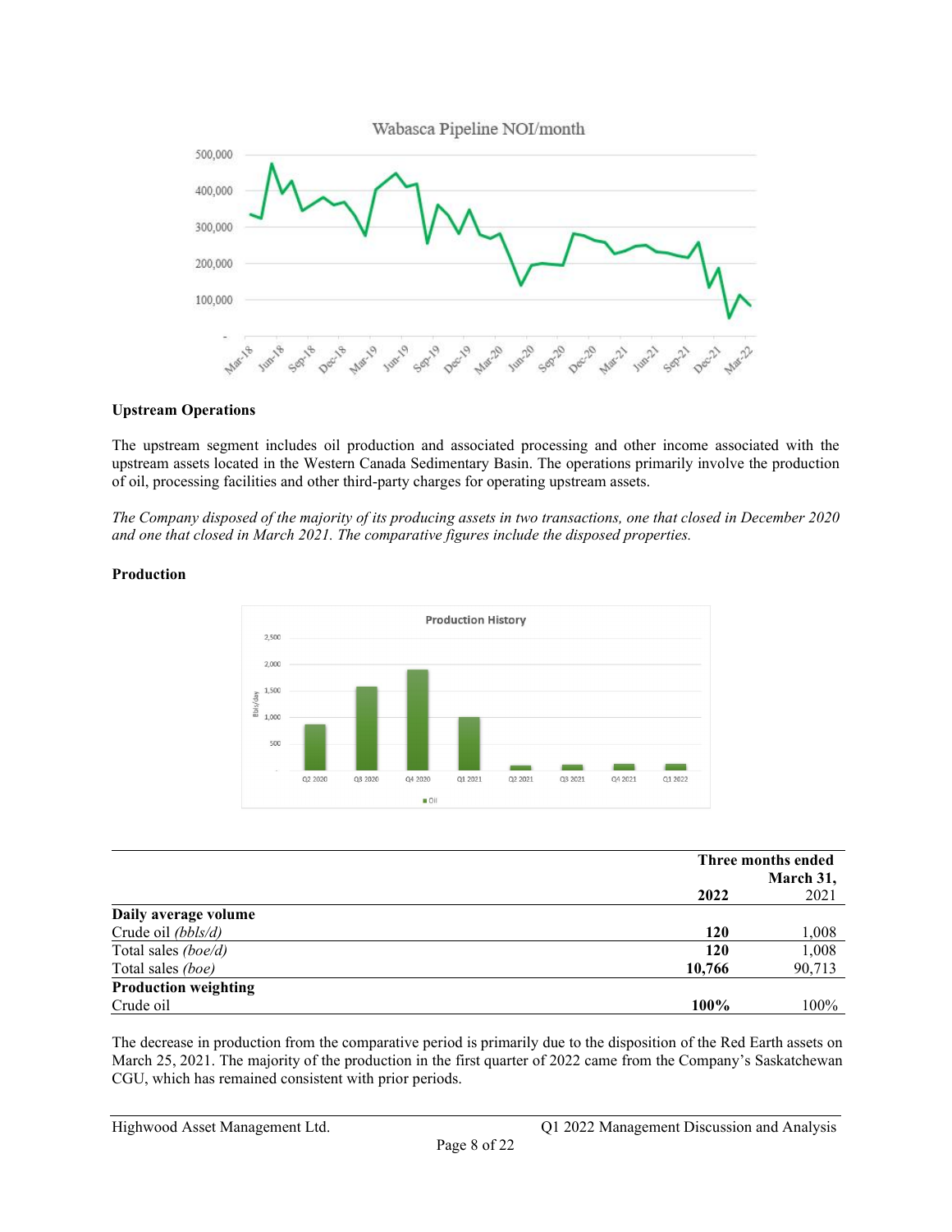Wabasca Pipeline NOI/month

500,000
400,000
300,000
200,000
100,000
-

Mar-18 Jun-18 Sep-18 Dec-18 Mar-19 Jun-19 Sep-19 Dec-19 Mar-20 Jun-20 Sep-20 Dec-20 Mar-21 Jun-21 Sep-21 Dec-21 Mar-22

**Upstream Operations**

The upstream segment includes oil production and associated processing and other income associated with the upstream assets located in the Western Canada Sedimentary Basin. The operations primarily involve the production of oil, processing facilities and other third-party charges for operating upstream assets.

*The Company disposed of the majority of its producing assets in two transactions, one that closed in December 2020 and one that closed in March 2021. The comparative figures include the disposed properties.*

**Production**

Production History

Bbls/day

2,500
2,000
1,500
1,000
500

Q2 2020 Q3 2020 Q4 2020 Q1 2021 Q2 2021 Q3 2021 Q4 2021 Q1 2022

Oil

| | Three months ended March 31, | |
|---|---|---|
| | **2022** | 2021 |
| **Daily average volume** | | |
| Crude oil *(bbls/d)* | **120** | 1,008 |
| Total sales *(boe/d)* | **120** | 1,008 |
| Total sales *(boe)* | **10,766** | 90,713 |
| **Production weighting** | | |
| Crude oil | **100%** | 100% |

The decrease in production from the comparative period is primarily due to the disposition of the Red Earth assets on March 25, 2021. The majority of the production in the first quarter of 2022 came from the Company's Saskatchewan CGU, which has remained consistent with prior periods.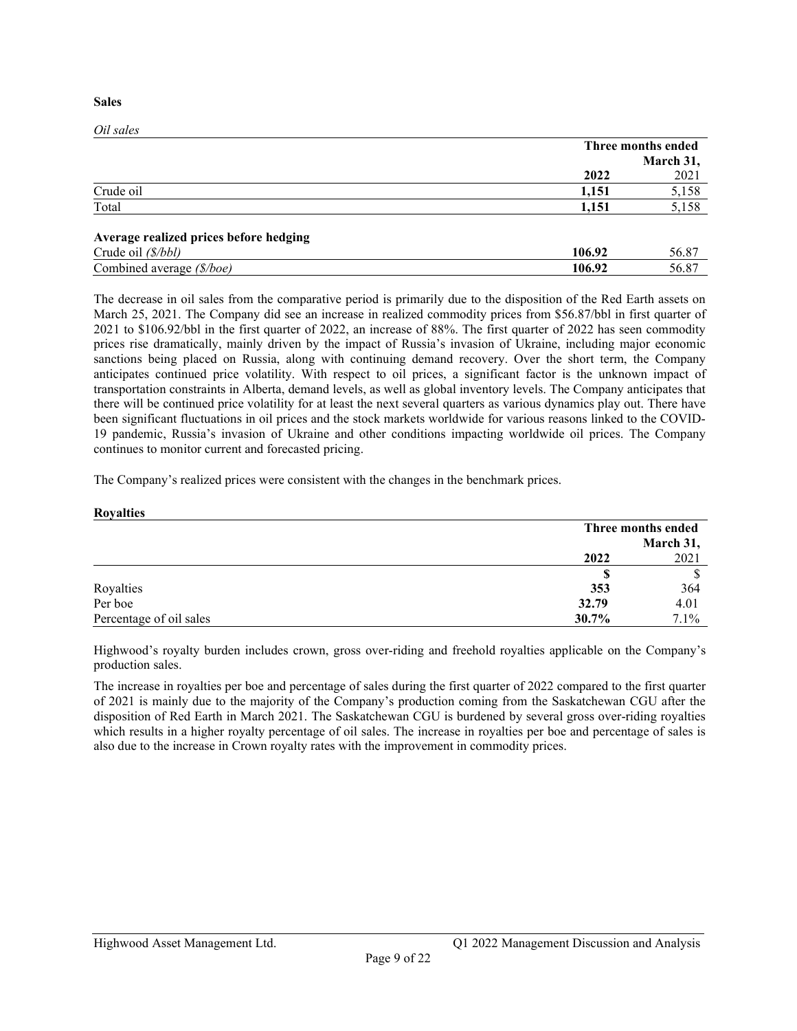**Sales**

*Oil sales*

| | Three months ended March 31, | |
| --- | --- | --- |
| | **2022** | 2021 |
| Crude oil | **1,151** | 5,158 |
| Total | **1,151** | 5,158 |
| **Average realized prices before hedging** | | |
| Crude oil *($/bbl)* | **106.92** | 56.87 |
| Combined average *($/boe)* | **106.92** | 56.87 |

The decrease in oil sales from the comparative period is primarily due to the disposition of the Red Earth assets on March 25, 2021. The Company did see an increase in realized commodity prices from $56.87/bbl in first quarter of 2021 to $106.92/bbl in the first quarter of 2022, an increase of 88%. The first quarter of 2022 has seen commodity prices rise dramatically, mainly driven by the impact of Russia's invasion of Ukraine, including major economic sanctions being placed on Russia, along with continuing demand recovery. Over the short term, the Company anticipates continued price volatility. With respect to oil prices, a significant factor is the unknown impact of transportation constraints in Alberta, demand levels, as well as global inventory levels. The Company anticipates that there will be continued price volatility for at least the next several quarters as various dynamics play out. There have been significant fluctuations in oil prices and the stock markets worldwide for various reasons linked to the COVID-19 pandemic, Russia's invasion of Ukraine and other conditions impacting worldwide oil prices. The Company continues to monitor current and forecasted pricing.

The Company's realized prices were consistent with the changes in the benchmark prices.

**Royalties**

| | Three months ended March 31, | |
| --- | --- | --- |
| | **2022** | 2021 |
| | **$** | $ |
| Royalties | **353** | 364 |
| Per boe | **32.79** | 4.01 |
| Percentage of oil sales | **30.7%** | 7.1% |

Highwood's royalty burden includes crown, gross over-riding and freehold royalties applicable on the Company's production sales.

The increase in royalties per boe and percentage of sales during the first quarter of 2022 compared to the first quarter of 2021 is mainly due to the majority of the Company's production coming from the Saskatchewan CGU after the disposition of Red Earth in March 2021. The Saskatchewan CGU is burdened by several gross over-riding royalties which results in a higher royalty percentage of oil sales. The increase in royalties per boe and percentage of sales is also due to the increase in Crown royalty rates with the improvement in commodity prices.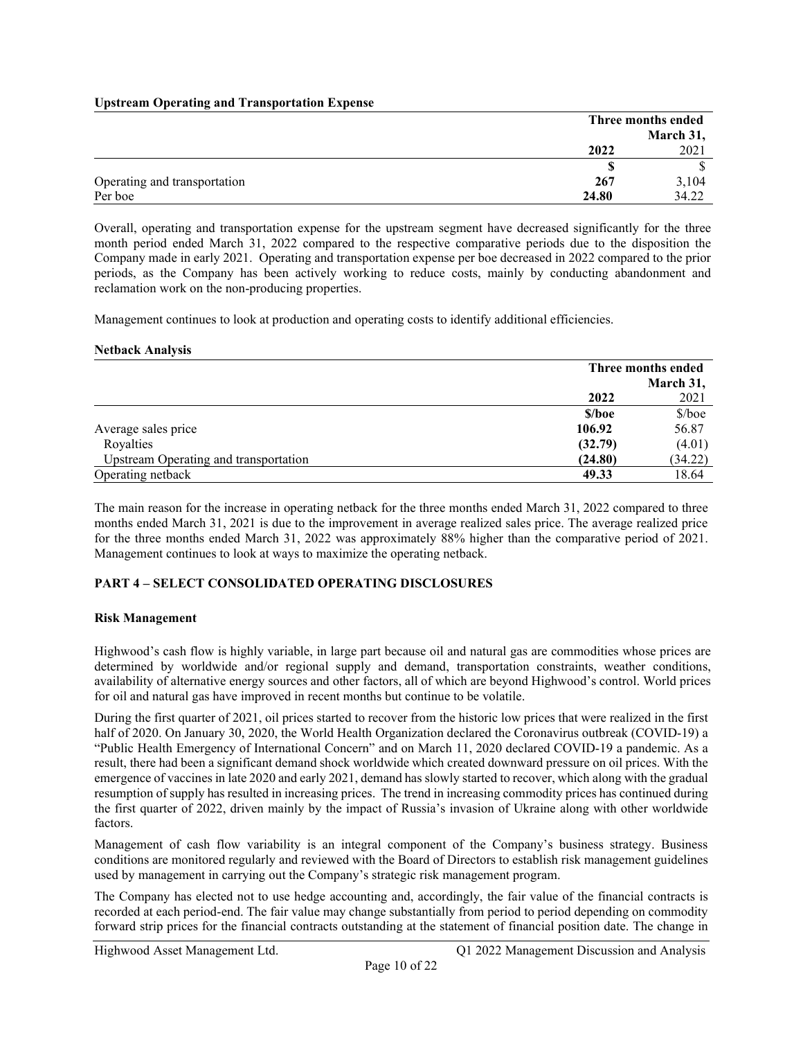**Upstream Operating and Transportation Expense**

| | Three months ended March 31, | |
|---|---|---|
| | **2022** | 2021 |
| | **$** | $ |
| Operating and transportation | **267** | 3,104 |
| Per boe | **24.80** | 34.22 |

Overall, operating and transportation expense for the upstream segment have decreased significantly for the three month period ended March 31, 2022 compared to the respective comparative periods due to the disposition the Company made in early 2021. Operating and transportation expense per boe decreased in 2022 compared to the prior periods, as the Company has been actively working to reduce costs, mainly by conducting abandonment and reclamation work on the non-producing properties.

Management continues to look at production and operating costs to identify additional efficiencies.

**Netback Analysis**

| | Three months ended March 31, | |
|---|---|---|
| | **2022** | 2021 |
| | **$/boe** | $/boe |
| Average sales price | **106.92** | 56.87 |
| Royalties | **(32.79)** | (4.01) |
| Upstream Operating and transportation | **(24.80)** | (34.22) |
| Operating netback | **49.33** | 18.64 |

The main reason for the increase in operating netback for the three months ended March 31, 2022 compared to three months ended March 31, 2021 is due to the improvement in average realized sales price. The average realized price for the three months ended March 31, 2022 was approximately 88% higher than the comparative period of 2021. Management continues to look at ways to maximize the operating netback.

## PART 4 – SELECT CONSOLIDATED OPERATING DISCLOSURES

**Risk Management**

Highwood's cash flow is highly variable, in large part because oil and natural gas are commodities whose prices are determined by worldwide and/or regional supply and demand, transportation constraints, weather conditions, availability of alternative energy sources and other factors, all of which are beyond Highwood's control. World prices for oil and natural gas have improved in recent months but continue to be volatile.

During the first quarter of 2021, oil prices started to recover from the historic low prices that were realized in the first half of 2020. On January 30, 2020, the World Health Organization declared the Coronavirus outbreak (COVID-19) a "Public Health Emergency of International Concern" and on March 11, 2020 declared COVID-19 a pandemic. As a result, there had been a significant demand shock worldwide which created downward pressure on oil prices. With the emergence of vaccines in late 2020 and early 2021, demand has slowly started to recover, which along with the gradual resumption of supply has resulted in increasing prices. The trend in increasing commodity prices has continued during the first quarter of 2022, driven mainly by the impact of Russia's invasion of Ukraine along with other worldwide factors.

Management of cash flow variability is an integral component of the Company's business strategy. Business conditions are monitored regularly and reviewed with the Board of Directors to establish risk management guidelines used by management in carrying out the Company's strategic risk management program.

The Company has elected not to use hedge accounting and, accordingly, the fair value of the financial contracts is recorded at each period-end. The fair value may change substantially from period to period depending on commodity forward strip prices for the financial contracts outstanding at the statement of financial position date. The change in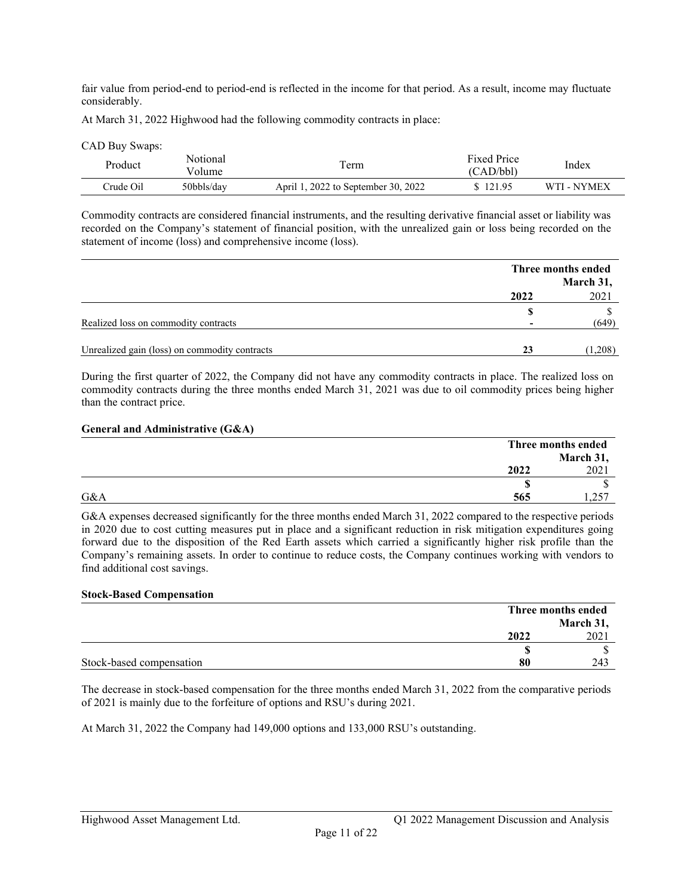fair value from period-end to period-end is reflected in the income for that period. As a result, income may fluctuate considerably.

At March 31, 2022 Highwood had the following commodity contracts in place:

CAD Buy Swaps:

| Product | Notional Volume | Term | Fixed Price (CAD/bbl) | Index |
|---|---|---|---|---|
| Crude Oil | 50bbls/day | April 1, 2022 to September 30, 2022 | $ 121.95 | WTI - NYMEX |

Commodity contracts are considered financial instruments, and the resulting derivative financial asset or liability was recorded on the Company's statement of financial position, with the unrealized gain or loss being recorded on the statement of income (loss) and comprehensive income (loss).

| | Three months ended March 31, | |
|---|---|---|
| | **2022** | 2021 |
| | **$** | $ |
| Realized loss on commodity contracts | **-** | (649) |
| Unrealized gain (loss) on commodity contracts | **23** | (1,208) |

During the first quarter of 2022, the Company did not have any commodity contracts in place. The realized loss on commodity contracts during the three months ended March 31, 2021 was due to oil commodity prices being higher than the contract price.

**General and Administrative (G&A)**

| | Three months ended March 31, | |
|---|---|---|
| | **2022** | 2021 |
| | **$** | $ |
| G&A | **565** | 1,257 |

G&A expenses decreased significantly for the three months ended March 31, 2022 compared to the respective periods in 2020 due to cost cutting measures put in place and a significant reduction in risk mitigation expenditures going forward due to the disposition of the Red Earth assets which carried a significantly higher risk profile than the Company's remaining assets. In order to continue to reduce costs, the Company continues working with vendors to find additional cost savings.

**Stock-Based Compensation**

| | Three months ended March 31, | |
|---|---|---|
| | **2022** | 2021 |
| | **$** | $ |
| Stock-based compensation | **80** | 243 |

The decrease in stock-based compensation for the three months ended March 31, 2022 from the comparative periods of 2021 is mainly due to the forfeiture of options and RSU's during 2021.

At March 31, 2022 the Company had 149,000 options and 133,000 RSU's outstanding.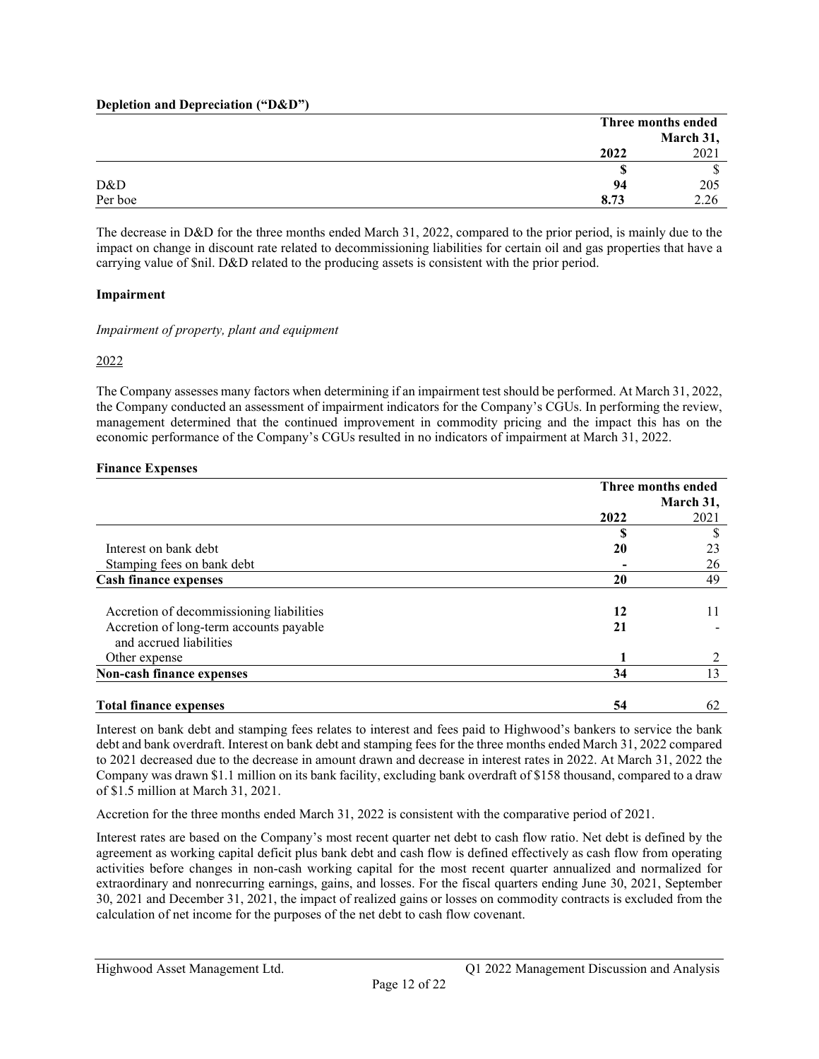**Depletion and Depreciation ("D&D")**

| | Three months ended March 31, | |
|---|---|---|
| | **2022** | 2021 |
| | **$** | $ |
| D&D | **94** | 205 |
| Per boe | **8.73** | 2.26 |

The decrease in D&D for the three months ended March 31, 2022, compared to the prior period, is mainly due to the impact on change in discount rate related to decommissioning liabilities for certain oil and gas properties that have a carrying value of $nil. D&D related to the producing assets is consistent with the prior period.

**Impairment**

*Impairment of property, plant and equipment*

2022

The Company assesses many factors when determining if an impairment test should be performed. At March 31, 2022, the Company conducted an assessment of impairment indicators for the Company's CGUs. In performing the review, management determined that the continued improvement in commodity pricing and the impact this has on the economic performance of the Company's CGUs resulted in no indicators of impairment at March 31, 2022.

**Finance Expenses**

| | Three months ended March 31, | |
|---|---|---|
| | **2022** | 2021 |
| | **$** | $ |
| Interest on bank debt | **20** | 23 |
| Stamping fees on bank debt | **-** | 26 |
| **Cash finance expenses** | **20** | 49 |
| | | |
| Accretion of decommissioning liabilities | **12** | 11 |
| Accretion of long-term accounts payable and accrued liabilities | **21** | - |
| Other expense | **1** | 2 |
| **Non-cash finance expenses** | **34** | 13 |
| | | |
| **Total finance expenses** | **54** | 62 |

Interest on bank debt and stamping fees relates to interest and fees paid to Highwood's bankers to service the bank debt and bank overdraft. Interest on bank debt and stamping fees for the three months ended March 31, 2022 compared to 2021 decreased due to the decrease in amount drawn and decrease in interest rates in 2022. At March 31, 2022 the Company was drawn $1.1 million on its bank facility, excluding bank overdraft of $158 thousand, compared to a draw of $1.5 million at March 31, 2021.

Accretion for the three months ended March 31, 2022 is consistent with the comparative period of 2021.

Interest rates are based on the Company's most recent quarter net debt to cash flow ratio. Net debt is defined by the agreement as working capital deficit plus bank debt and cash flow is defined effectively as cash flow from operating activities before changes in non-cash working capital for the most recent quarter annualized and normalized for extraordinary and nonrecurring earnings, gains, and losses. For the fiscal quarters ending June 30, 2021, September 30, 2021 and December 31, 2021, the impact of realized gains or losses on commodity contracts is excluded from the calculation of net income for the purposes of the net debt to cash flow covenant.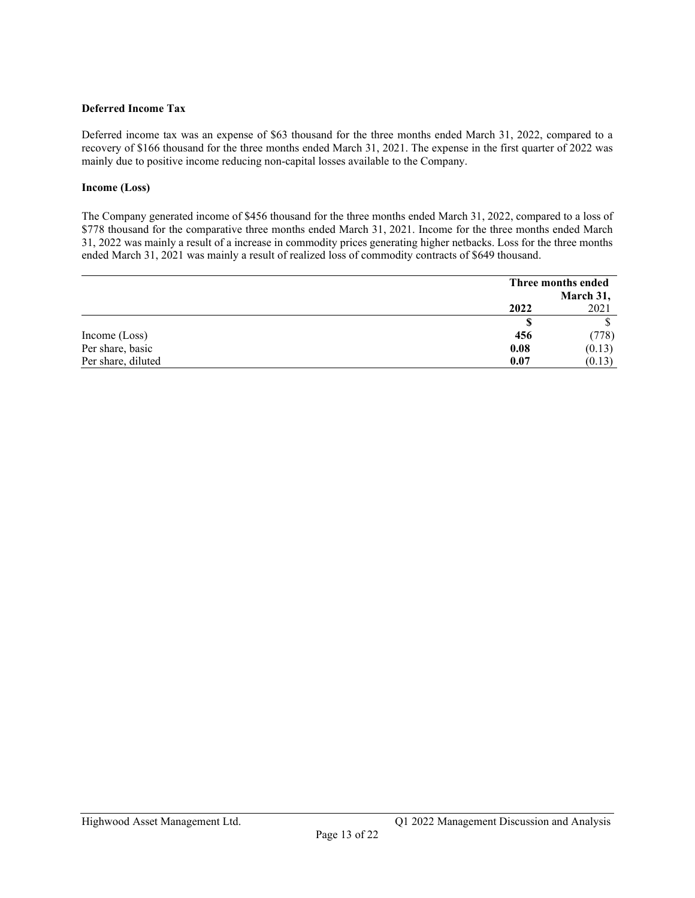**Deferred Income Tax**

Deferred income tax was an expense of $63 thousand for the three months ended March 31, 2022, compared to a recovery of $166 thousand for the three months ended March 31, 2021. The expense in the first quarter of 2022 was mainly due to positive income reducing non-capital losses available to the Company.

**Income (Loss)**

The Company generated income of $456 thousand for the three months ended March 31, 2022, compared to a loss of $778 thousand for the comparative three months ended March 31, 2021. Income for the three months ended March 31, 2022 was mainly a result of a increase in commodity prices generating higher netbacks. Loss for the three months ended March 31, 2021 was mainly a result of realized loss of commodity contracts of $649 thousand.

| | **Three months ended March 31,** | |
|---|---|---|
| | **2022** | 2021 |
| | **$** | $ |
| Income (Loss) | **456** | (778) |
| Per share, basic | **0.08** | (0.13) |
| Per share, diluted | **0.07** | (0.13) |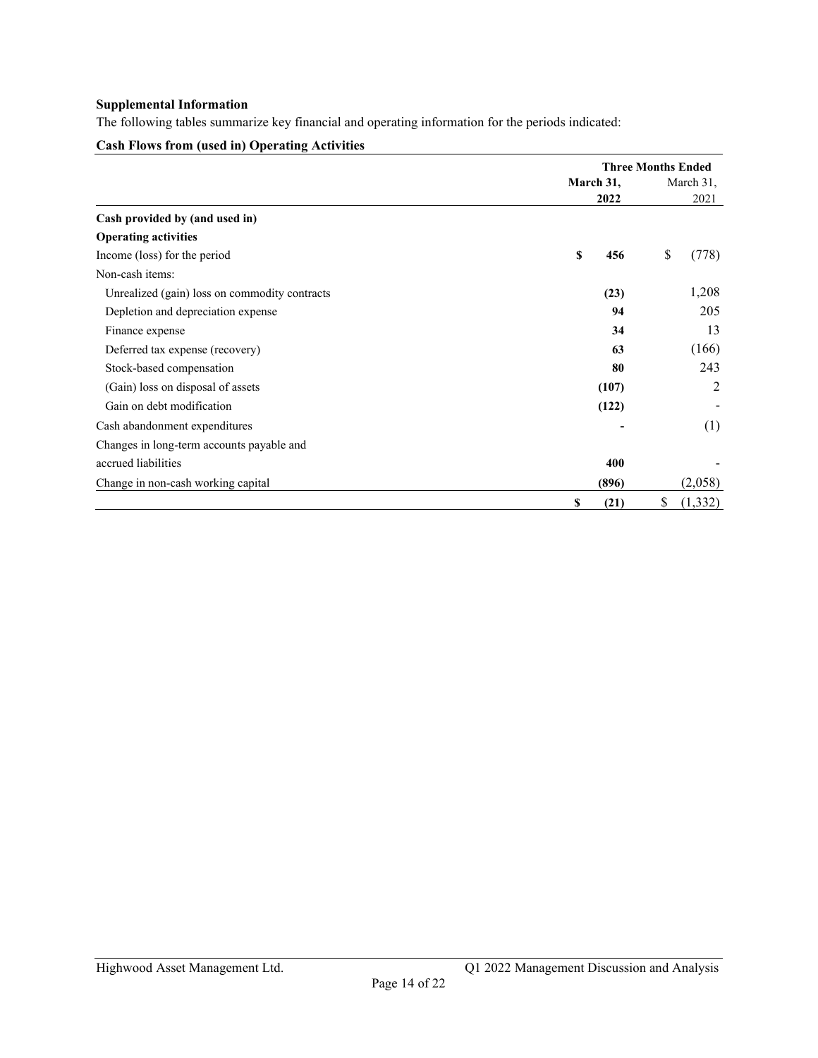**Supplemental Information**

The following tables summarize key financial and operating information for the periods indicated:

**Cash Flows from (used in) Operating Activities**

| | Three Months Ended March 31, 2022 | March 31, 2021 |
|---|---|---|
| **Cash provided by (and used in)** | | |
| **Operating activities** | | |
| Income (loss) for the period | **$ 456** | $ (778) |
| Non-cash items: | | |
| Unrealized (gain) loss on commodity contracts | **(23)** | 1,208 |
| Depletion and depreciation expense | **94** | 205 |
| Finance expense | **34** | 13 |
| Deferred tax expense (recovery) | **63** | (166) |
| Stock-based compensation | **80** | 243 |
| (Gain) loss on disposal of assets | **(107)** | 2 |
| Gain on debt modification | **(122)** | - |
| Cash abandonment expenditures | **-** | (1) |
| Changes in long-term accounts payable and accrued liabilities | **400** | - |
| Change in non-cash working capital | **(896)** | (2,058) |
| | **$ (21)** | $ (1,332) |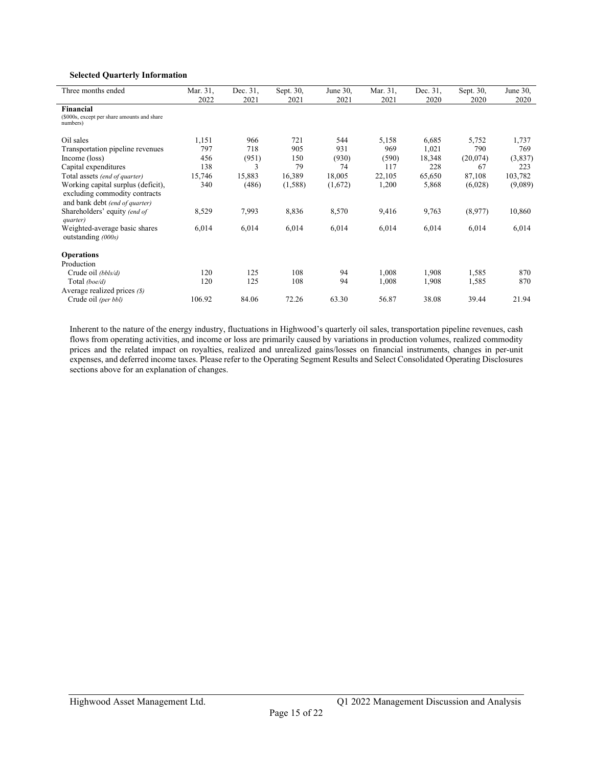**Selected Quarterly Information**

| Three months ended | Mar. 31, 2022 | Dec. 31, 2021 | Sept. 30, 2021 | June 30, 2021 | Mar. 31, 2021 | Dec. 31, 2020 | Sept. 30, 2020 | June 30, 2020 |
|---|---|---|---|---|---|---|---|---|
| **Financial** ($000s, except per share amounts and share numbers) | | | | | | | | |
| Oil sales | 1,151 | 966 | 721 | 544 | 5,158 | 6,685 | 5,752 | 1,737 |
| Transportation pipeline revenues | 797 | 718 | 905 | 931 | 969 | 1,021 | 790 | 769 |
| Income (loss) | 456 | (951) | 150 | (930) | (590) | 18,348 | (20,074) | (3,837) |
| Capital expenditures | 138 | 3 | 79 | 74 | 117 | 228 | 67 | 223 |
| Total assets *(end of quarter)* | 15,746 | 15,883 | 16,389 | 18,005 | 22,105 | 65,650 | 87,108 | 103,782 |
| Working capital surplus (deficit), excluding commodity contracts and bank debt *(end of quarter)* | 340 | (486) | (1,588) | (1,672) | 1,200 | 5,868 | (6,028) | (9,089) |
| Shareholders' equity *(end of quarter)* | 8,529 | 7,993 | 8,836 | 8,570 | 9,416 | 9,763 | (8,977) | 10,860 |
| Weighted-average basic shares outstanding *(000s)* | 6,014 | 6,014 | 6,014 | 6,014 | 6,014 | 6,014 | 6,014 | 6,014 |
| **Operations** | | | | | | | | |
| Production | | | | | | | | |
| Crude oil *(bbls/d)* | 120 | 125 | 108 | 94 | 1,008 | 1,908 | 1,585 | 870 |
| Total *(boe/d)* | 120 | 125 | 108 | 94 | 1,008 | 1,908 | 1,585 | 870 |
| Average realized prices *($)* | | | | | | | | |
| Crude oil *(per bbl)* | 106.92 | 84.06 | 72.26 | 63.30 | 56.87 | 38.08 | 39.44 | 21.94 |

Inherent to the nature of the energy industry, fluctuations in Highwood's quarterly oil sales, transportation pipeline revenues, cash flows from operating activities, and income or loss are primarily caused by variations in production volumes, realized commodity prices and the related impact on royalties, realized and unrealized gains/losses on financial instruments, changes in per-unit expenses, and deferred income taxes. Please refer to the Operating Segment Results and Select Consolidated Operating Disclosures sections above for an explanation of changes.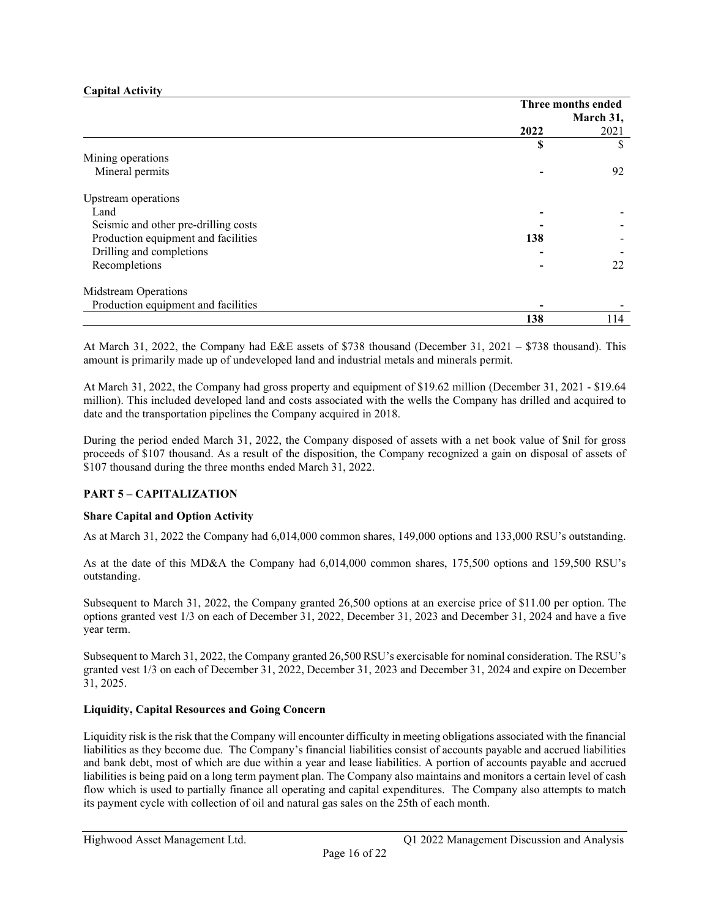**Capital Activity**

| | Three months ended March 31, | |
|---|---|---|
| | **2022** | 2021 |
| | **$** | $ |
| Mining operations | | |
| Mineral permits | **-** | 92 |
| Upstream operations | | |
| Land | **-** | - |
| Seismic and other pre-drilling costs | **-** | - |
| Production equipment and facilities | **138** | - |
| Drilling and completions | **-** | - |
| Recompletions | **-** | 22 |
| Midstream Operations | | |
| Production equipment and facilities | **-** | - |
| | **138** | 114 |

At March 31, 2022, the Company had E&E assets of $738 thousand (December 31, 2021 – $738 thousand). This amount is primarily made up of undeveloped land and industrial metals and minerals permit.

At March 31, 2022, the Company had gross property and equipment of $19.62 million (December 31, 2021 - $19.64 million). This included developed land and costs associated with the wells the Company has drilled and acquired to date and the transportation pipelines the Company acquired in 2018.

During the period ended March 31, 2022, the Company disposed of assets with a net book value of $nil for gross proceeds of $107 thousand. As a result of the disposition, the Company recognized a gain on disposal of assets of $107 thousand during the three months ended March 31, 2022.

## PART 5 – CAPITALIZATION

### Share Capital and Option Activity

As at March 31, 2022 the Company had 6,014,000 common shares, 149,000 options and 133,000 RSU's outstanding.

As at the date of this MD&A the Company had 6,014,000 common shares, 175,500 options and 159,500 RSU's outstanding.

Subsequent to March 31, 2022, the Company granted 26,500 options at an exercise price of $11.00 per option. The options granted vest 1/3 on each of December 31, 2022, December 31, 2023 and December 31, 2024 and have a five year term.

Subsequent to March 31, 2022, the Company granted 26,500 RSU's exercisable for nominal consideration. The RSU's granted vest 1/3 on each of December 31, 2022, December 31, 2023 and December 31, 2024 and expire on December 31, 2025.

### Liquidity, Capital Resources and Going Concern

Liquidity risk is the risk that the Company will encounter difficulty in meeting obligations associated with the financial liabilities as they become due. The Company's financial liabilities consist of accounts payable and accrued liabilities and bank debt, most of which are due within a year and lease liabilities. A portion of accounts payable and accrued liabilities is being paid on a long term payment plan. The Company also maintains and monitors a certain level of cash flow which is used to partially finance all operating and capital expenditures. The Company also attempts to match its payment cycle with collection of oil and natural gas sales on the 25th of each month.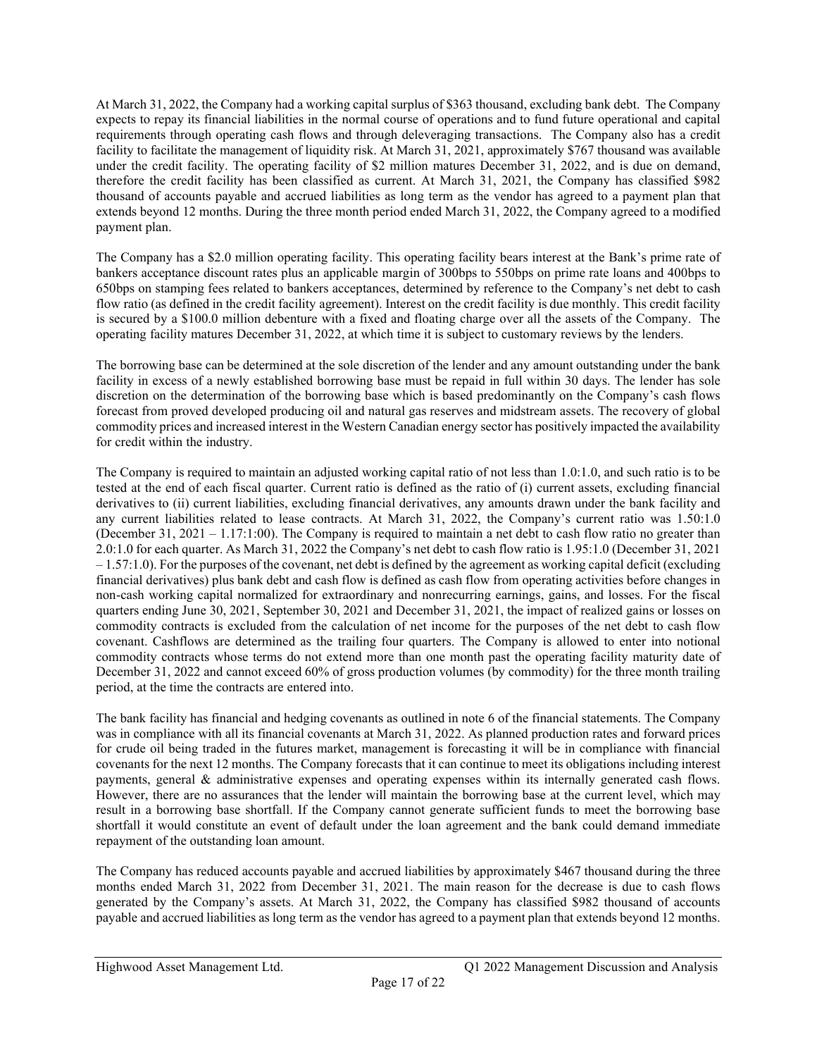At March 31, 2022, the Company had a working capital surplus of $363 thousand, excluding bank debt. The Company expects to repay its financial liabilities in the normal course of operations and to fund future operational and capital requirements through operating cash flows and through deleveraging transactions. The Company also has a credit facility to facilitate the management of liquidity risk. At March 31, 2021, approximately $767 thousand was available under the credit facility. The operating facility of $2 million matures December 31, 2022, and is due on demand, therefore the credit facility has been classified as current. At March 31, 2021, the Company has classified $982 thousand of accounts payable and accrued liabilities as long term as the vendor has agreed to a payment plan that extends beyond 12 months. During the three month period ended March 31, 2022, the Company agreed to a modified payment plan.

The Company has a $2.0 million operating facility. This operating facility bears interest at the Bank's prime rate of bankers acceptance discount rates plus an applicable margin of 300bps to 550bps on prime rate loans and 400bps to 650bps on stamping fees related to bankers acceptances, determined by reference to the Company's net debt to cash flow ratio (as defined in the credit facility agreement). Interest on the credit facility is due monthly. This credit facility is secured by a $100.0 million debenture with a fixed and floating charge over all the assets of the Company. The operating facility matures December 31, 2022, at which time it is subject to customary reviews by the lenders.

The borrowing base can be determined at the sole discretion of the lender and any amount outstanding under the bank facility in excess of a newly established borrowing base must be repaid in full within 30 days. The lender has sole discretion on the determination of the borrowing base which is based predominantly on the Company's cash flows forecast from proved developed producing oil and natural gas reserves and midstream assets. The recovery of global commodity prices and increased interest in the Western Canadian energy sector has positively impacted the availability for credit within the industry.

The Company is required to maintain an adjusted working capital ratio of not less than 1.0:1.0, and such ratio is to be tested at the end of each fiscal quarter. Current ratio is defined as the ratio of (i) current assets, excluding financial derivatives to (ii) current liabilities, excluding financial derivatives, any amounts drawn under the bank facility and any current liabilities related to lease contracts. At March 31, 2022, the Company's current ratio was 1.50:1.0 (December 31, 2021 – 1.17:1:00). The Company is required to maintain a net debt to cash flow ratio no greater than 2.0:1.0 for each quarter. As March 31, 2022 the Company's net debt to cash flow ratio is 1.95:1.0 (December 31, 2021 – 1.57:1.0). For the purposes of the covenant, net debt is defined by the agreement as working capital deficit (excluding financial derivatives) plus bank debt and cash flow is defined as cash flow from operating activities before changes in non-cash working capital normalized for extraordinary and nonrecurring earnings, gains, and losses. For the fiscal quarters ending June 30, 2021, September 30, 2021 and December 31, 2021, the impact of realized gains or losses on commodity contracts is excluded from the calculation of net income for the purposes of the net debt to cash flow covenant. Cashflows are determined as the trailing four quarters. The Company is allowed to enter into notional commodity contracts whose terms do not extend more than one month past the operating facility maturity date of December 31, 2022 and cannot exceed 60% of gross production volumes (by commodity) for the three month trailing period, at the time the contracts are entered into.

The bank facility has financial and hedging covenants as outlined in note 6 of the financial statements. The Company was in compliance with all its financial covenants at March 31, 2022. As planned production rates and forward prices for crude oil being traded in the futures market, management is forecasting it will be in compliance with financial covenants for the next 12 months. The Company forecasts that it can continue to meet its obligations including interest payments, general & administrative expenses and operating expenses within its internally generated cash flows. However, there are no assurances that the lender will maintain the borrowing base at the current level, which may result in a borrowing base shortfall. If the Company cannot generate sufficient funds to meet the borrowing base shortfall it would constitute an event of default under the loan agreement and the bank could demand immediate repayment of the outstanding loan amount.

The Company has reduced accounts payable and accrued liabilities by approximately $467 thousand during the three months ended March 31, 2022 from December 31, 2021. The main reason for the decrease is due to cash flows generated by the Company's assets. At March 31, 2022, the Company has classified $982 thousand of accounts payable and accrued liabilities as long term as the vendor has agreed to a payment plan that extends beyond 12 months.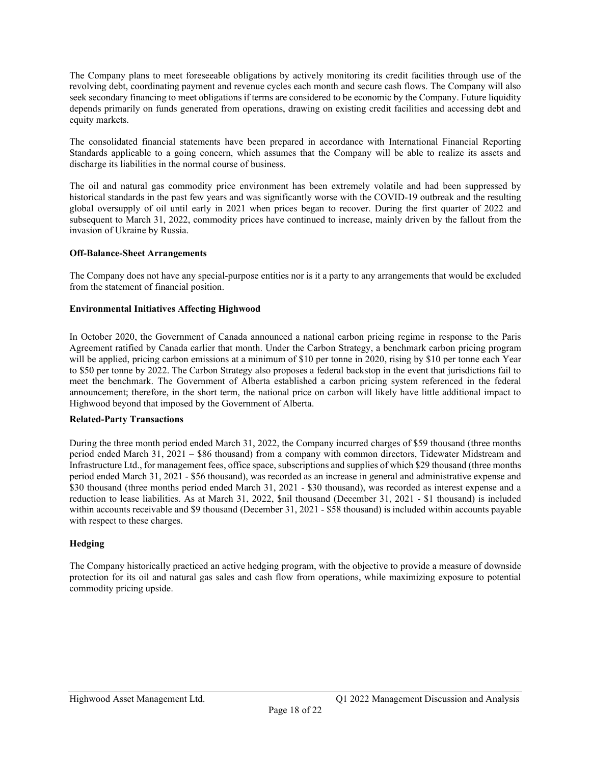The Company plans to meet foreseeable obligations by actively monitoring its credit facilities through use of the revolving debt, coordinating payment and revenue cycles each month and secure cash flows. The Company will also seek secondary financing to meet obligations if terms are considered to be economic by the Company. Future liquidity depends primarily on funds generated from operations, drawing on existing credit facilities and accessing debt and equity markets.

The consolidated financial statements have been prepared in accordance with International Financial Reporting Standards applicable to a going concern, which assumes that the Company will be able to realize its assets and discharge its liabilities in the normal course of business.

The oil and natural gas commodity price environment has been extremely volatile and had been suppressed by historical standards in the past few years and was significantly worse with the COVID-19 outbreak and the resulting global oversupply of oil until early in 2021 when prices began to recover. During the first quarter of 2022 and subsequent to March 31, 2022, commodity prices have continued to increase, mainly driven by the fallout from the invasion of Ukraine by Russia.

**Off-Balance-Sheet Arrangements**

The Company does not have any special-purpose entities nor is it a party to any arrangements that would be excluded from the statement of financial position.

**Environmental Initiatives Affecting Highwood**

In October 2020, the Government of Canada announced a national carbon pricing regime in response to the Paris Agreement ratified by Canada earlier that month. Under the Carbon Strategy, a benchmark carbon pricing program will be applied, pricing carbon emissions at a minimum of $10 per tonne in 2020, rising by $10 per tonne each Year to $50 per tonne by 2022. The Carbon Strategy also proposes a federal backstop in the event that jurisdictions fail to meet the benchmark. The Government of Alberta established a carbon pricing system referenced in the federal announcement; therefore, in the short term, the national price on carbon will likely have little additional impact to Highwood beyond that imposed by the Government of Alberta.

**Related-Party Transactions**

During the three month period ended March 31, 2022, the Company incurred charges of $59 thousand (three months period ended March 31, 2021 – $86 thousand) from a company with common directors, Tidewater Midstream and Infrastructure Ltd., for management fees, office space, subscriptions and supplies of which $29 thousand (three months period ended March 31, 2021 - $56 thousand), was recorded as an increase in general and administrative expense and $30 thousand (three months period ended March 31, 2021 - $30 thousand), was recorded as interest expense and a reduction to lease liabilities. As at March 31, 2022, $nil thousand (December 31, 2021 - $1 thousand) is included within accounts receivable and $9 thousand (December 31, 2021 - $58 thousand) is included within accounts payable with respect to these charges.

**Hedging**

The Company historically practiced an active hedging program, with the objective to provide a measure of downside protection for its oil and natural gas sales and cash flow from operations, while maximizing exposure to potential commodity pricing upside.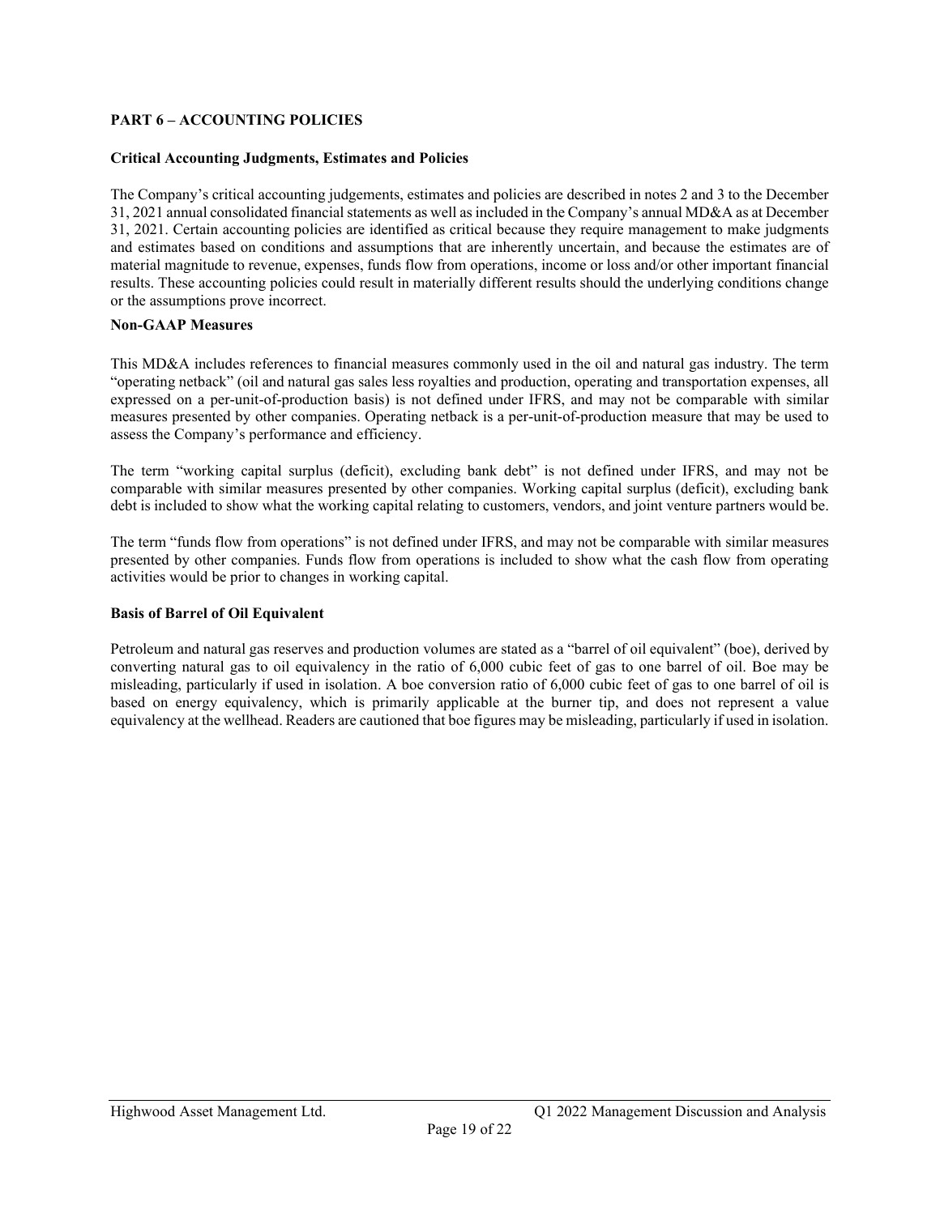## PART 6 – ACCOUNTING POLICIES

### Critical Accounting Judgments, Estimates and Policies

The Company's critical accounting judgements, estimates and policies are described in notes 2 and 3 to the December 31, 2021 annual consolidated financial statements as well as included in the Company's annual MD&A as at December 31, 2021. Certain accounting policies are identified as critical because they require management to make judgments and estimates based on conditions and assumptions that are inherently uncertain, and because the estimates are of material magnitude to revenue, expenses, funds flow from operations, income or loss and/or other important financial results. These accounting policies could result in materially different results should the underlying conditions change or the assumptions prove incorrect.

### Non-GAAP Measures

This MD&A includes references to financial measures commonly used in the oil and natural gas industry. The term "operating netback" (oil and natural gas sales less royalties and production, operating and transportation expenses, all expressed on a per-unit-of-production basis) is not defined under IFRS, and may not be comparable with similar measures presented by other companies. Operating netback is a per-unit-of-production measure that may be used to assess the Company's performance and efficiency.

The term "working capital surplus (deficit), excluding bank debt" is not defined under IFRS, and may not be comparable with similar measures presented by other companies. Working capital surplus (deficit), excluding bank debt is included to show what the working capital relating to customers, vendors, and joint venture partners would be.

The term "funds flow from operations" is not defined under IFRS, and may not be comparable with similar measures presented by other companies. Funds flow from operations is included to show what the cash flow from operating activities would be prior to changes in working capital.

### Basis of Barrel of Oil Equivalent

Petroleum and natural gas reserves and production volumes are stated as a "barrel of oil equivalent" (boe), derived by converting natural gas to oil equivalency in the ratio of 6,000 cubic feet of gas to one barrel of oil. Boe may be misleading, particularly if used in isolation. A boe conversion ratio of 6,000 cubic feet of gas to one barrel of oil is based on energy equivalency, which is primarily applicable at the burner tip, and does not represent a value equivalency at the wellhead. Readers are cautioned that boe figures may be misleading, particularly if used in isolation.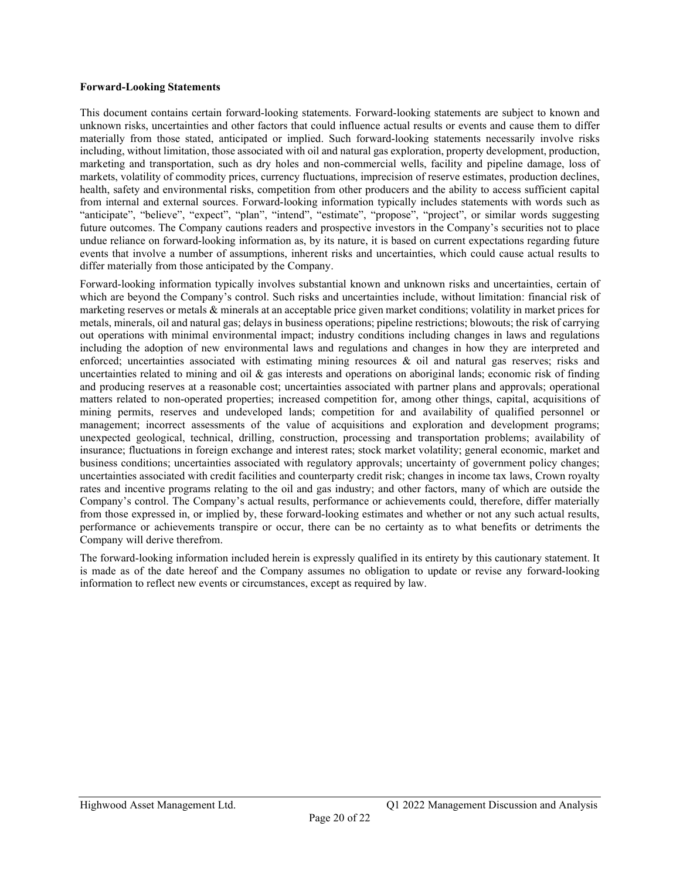**Forward-Looking Statements**

This document contains certain forward-looking statements. Forward-looking statements are subject to known and unknown risks, uncertainties and other factors that could influence actual results or events and cause them to differ materially from those stated, anticipated or implied. Such forward-looking statements necessarily involve risks including, without limitation, those associated with oil and natural gas exploration, property development, production, marketing and transportation, such as dry holes and non-commercial wells, facility and pipeline damage, loss of markets, volatility of commodity prices, currency fluctuations, imprecision of reserve estimates, production declines, health, safety and environmental risks, competition from other producers and the ability to access sufficient capital from internal and external sources. Forward-looking information typically includes statements with words such as "anticipate", "believe", "expect", "plan", "intend", "estimate", "propose", "project", or similar words suggesting future outcomes. The Company cautions readers and prospective investors in the Company's securities not to place undue reliance on forward-looking information as, by its nature, it is based on current expectations regarding future events that involve a number of assumptions, inherent risks and uncertainties, which could cause actual results to differ materially from those anticipated by the Company.

Forward-looking information typically involves substantial known and unknown risks and uncertainties, certain of which are beyond the Company's control. Such risks and uncertainties include, without limitation: financial risk of marketing reserves or metals & minerals at an acceptable price given market conditions; volatility in market prices for metals, minerals, oil and natural gas; delays in business operations; pipeline restrictions; blowouts; the risk of carrying out operations with minimal environmental impact; industry conditions including changes in laws and regulations including the adoption of new environmental laws and regulations and changes in how they are interpreted and enforced; uncertainties associated with estimating mining resources & oil and natural gas reserves; risks and uncertainties related to mining and oil & gas interests and operations on aboriginal lands; economic risk of finding and producing reserves at a reasonable cost; uncertainties associated with partner plans and approvals; operational matters related to non-operated properties; increased competition for, among other things, capital, acquisitions of mining permits, reserves and undeveloped lands; competition for and availability of qualified personnel or management; incorrect assessments of the value of acquisitions and exploration and development programs; unexpected geological, technical, drilling, construction, processing and transportation problems; availability of insurance; fluctuations in foreign exchange and interest rates; stock market volatility; general economic, market and business conditions; uncertainties associated with regulatory approvals; uncertainty of government policy changes; uncertainties associated with credit facilities and counterparty credit risk; changes in income tax laws, Crown royalty rates and incentive programs relating to the oil and gas industry; and other factors, many of which are outside the Company's control. The Company's actual results, performance or achievements could, therefore, differ materially from those expressed in, or implied by, these forward-looking estimates and whether or not any such actual results, performance or achievements transpire or occur, there can be no certainty as to what benefits or detriments the Company will derive therefrom.

The forward-looking information included herein is expressly qualified in its entirety by this cautionary statement. It is made as of the date hereof and the Company assumes no obligation to update or revise any forward-looking information to reflect new events or circumstances, except as required by law.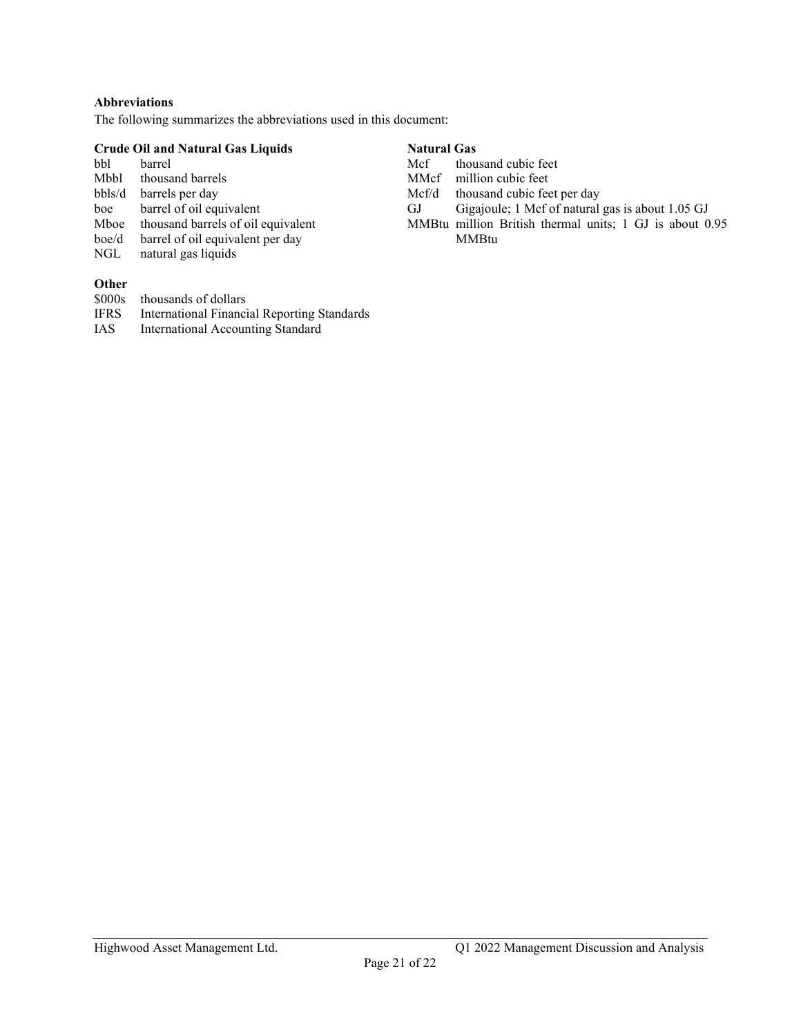**Abbreviations**

The following summarizes the abbreviations used in this document:

**Crude Oil and Natural Gas Liquids**

| | |
|---|---|
| bbl | barrel |
| Mbbl | thousand barrels |
| bbls/d | barrels per day |
| boe | barrel of oil equivalent |
| Mboe | thousand barrels of oil equivalent |
| boe/d | barrel of oil equivalent per day |
| NGL | natural gas liquids |

**Natural Gas**

| | |
|---|---|
| Mcf | thousand cubic feet |
| MMcf | million cubic feet |
| Mcf/d | thousand cubic feet per day |
| GJ | Gigajoule; 1 Mcf of natural gas is about 1.05 GJ |
| MMBtu | million British thermal units; 1 GJ is about 0.95 MMBtu |

**Other**

| | |
|---|---|
| $000s | thousands of dollars |
| IFRS | International Financial Reporting Standards |
| IAS | International Accounting Standard |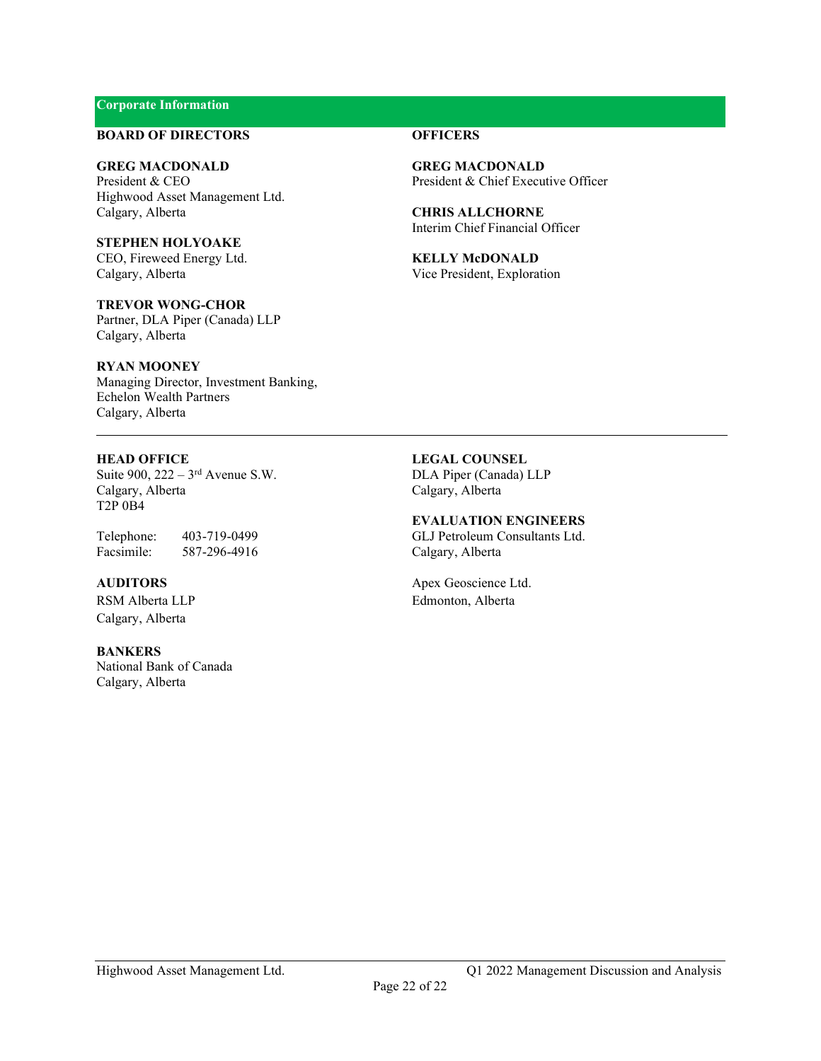## Corporate Information

**BOARD OF DIRECTORS**

**GREG MACDONALD**
President & CEO
Highwood Asset Management Ltd.
Calgary, Alberta

**STEPHEN HOLYOAKE**
CEO, Fireweed Energy Ltd.
Calgary, Alberta

**TREVOR WONG-CHOR**
Partner, DLA Piper (Canada) LLP
Calgary, Alberta

**RYAN MOONEY**
Managing Director, Investment Banking,
Echelon Wealth Partners
Calgary, Alberta

**OFFICERS**

**GREG MACDONALD**
President & Chief Executive Officer

**CHRIS ALLCHORNE**
Interim Chief Financial Officer

**KELLY McDONALD**
Vice President, Exploration

---

**HEAD OFFICE**
Suite 900, 222 – 3rd Avenue S.W.
Calgary, Alberta
T2P 0B4

| | |
|---|---|
| Telephone: | 403-719-0499 |
| Facsimile: | 587-296-4916 |

**AUDITORS**
RSM Alberta LLP
Calgary, Alberta

**BANKERS**
National Bank of Canada
Calgary, Alberta

**LEGAL COUNSEL**
DLA Piper (Canada) LLP
Calgary, Alberta

**EVALUATION ENGINEERS**
GLJ Petroleum Consultants Ltd.
Calgary, Alberta

Apex Geoscience Ltd.
Edmonton, Alberta